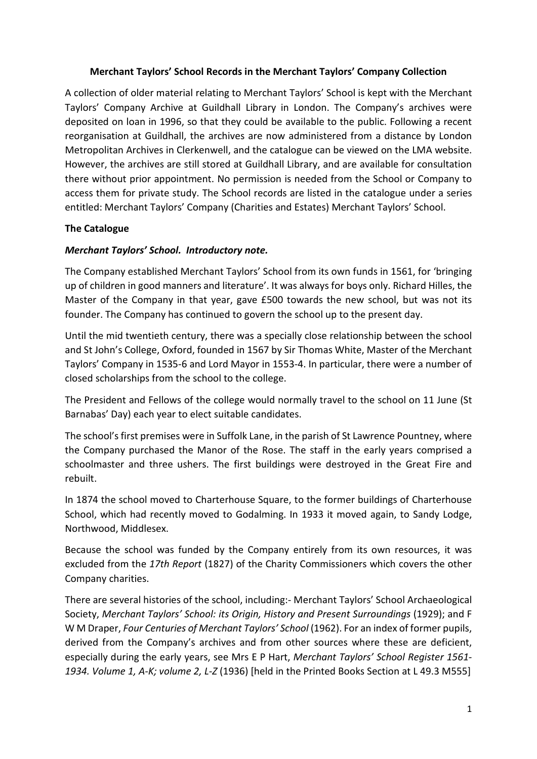# Merchant Taylors' School Records in the Merchant Taylors' Company Collection

A collection of older material relating to Merchant Taylors' School is kept with the Merchant Taylors' Company Archive at Guildhall Library in London. The Company's archives were deposited on loan in 1996, so that they could be available to the public. Following a recent reorganisation at Guildhall, the archives are now administered from a distance by London Metropolitan Archives in Clerkenwell, and the catalogue can be viewed on the LMA website. However, the archives are still stored at Guildhall Library, and are available for consultation there without prior appointment. No permission is needed from the School or Company to access them for private study. The School records are listed in the catalogue under a series entitled: Merchant Taylors' Company (Charities and Estates) Merchant Taylors' School.

## The Catalogue

### *Merchant Taylors' School. Introductory note.*

The Company established Merchant Taylors' School from its own funds in 1561, for 'bringing up of children in good manners and literature'. It was always for boys only. Richard Hilles, the Master of the Company in that year, gave £500 towards the new school, but was not its founder. The Company has continued to govern the school up to the present day.

Until the mid twentieth century, there was a specially close relationship between the school and St John's College, Oxford, founded in 1567 by Sir Thomas White, Master of the Merchant Taylors' Company in 1535-6 and Lord Mayor in 1553-4. In particular, there were a number of closed scholarships from the school to the college.

The President and Fellows of the college would normally travel to the school on 11 June (St Barnabas' Day) each year to elect suitable candidates.

The school's first premises were in Suffolk Lane, in the parish of St Lawrence Pountney, where the Company purchased the Manor of the Rose. The staff in the early years comprised a schoolmaster and three ushers. The first buildings were destroyed in the Great Fire and rebuilt.

In 1874 the school moved to Charterhouse Square, to the former buildings of Charterhouse School, which had recently moved to Godalming. In 1933 it moved again, to Sandy Lodge, Northwood, Middlesex.

Because the school was funded by the Company entirely from its own resources, it was excluded from the *17th Report* (1827) of the Charity Commissioners which covers the other Company charities.

There are several histories of the school, including:- Merchant Taylors' School Archaeological Society, *Merchant Taylors' School: its Origin, History and Present Surroundings* (1929); and F W M Draper, *Four Centuries of Merchant Taylors' School* (1962). For an index of former pupils, derived from the Company's archives and from other sources where these are deficient, especially during the early years, see Mrs E P Hart, *Merchant Taylors' School Register 1561-1934. Volume 1, A-K; volume 2, L-Z* (1936) [held in the Printed Books Section at L 49.3 M555]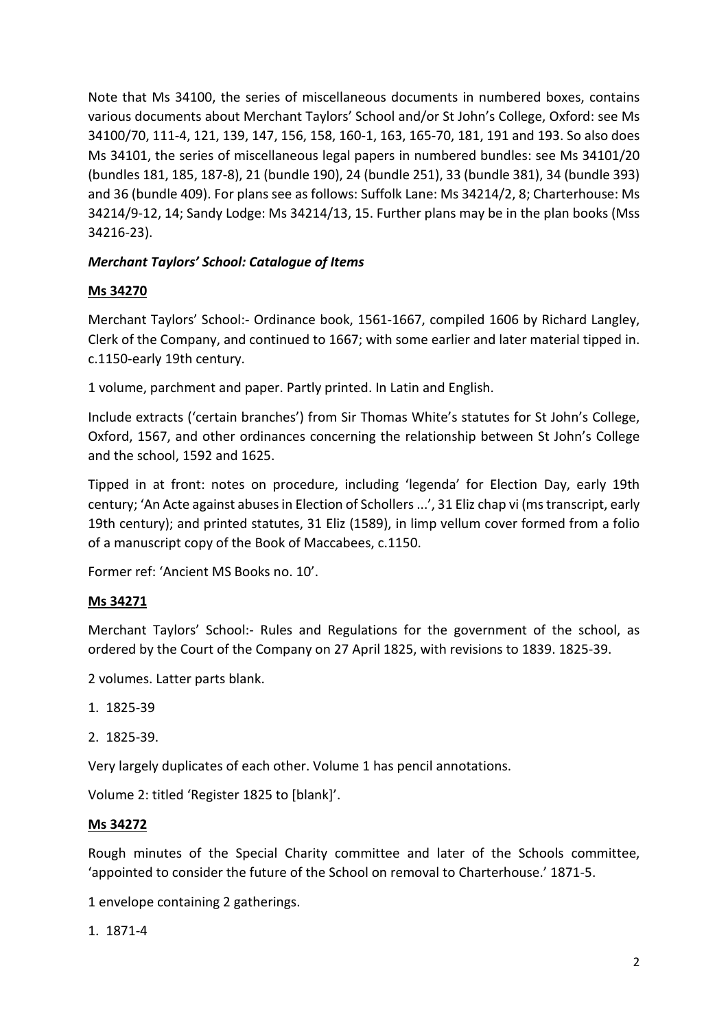Note that Ms 34100, the series of miscellaneous documents in numbered boxes, contains various documents about Merchant Taylors' School and/or St John's College, Oxford: see Ms 34100/70, 111-4, 121, 139, 147, 156, 158, 160-1, 163, 165-70, 181, 191 and 193. So also does Ms 34101, the series of miscellaneous legal papers in numbered bundles: see Ms 34101/20 (bundles 181, 185, 187-8), 21 (bundle 190), 24 (bundle 251), 33 (bundle 381), 34 (bundle 393) and 36 (bundle 409). For plans see as follows: Suffolk Lane: Ms 34214/2, 8; Charterhouse: Ms 34214/9-12, 14; Sandy Lodge: Ms 34214/13, 15. Further plans may be in the plan books (Mss 34216-23).

### *Merchant Taylors' School: Catalogue of Items*

**Ms 34270**

Merchant Taylors' School:- Ordinance book, 1561-1667, compiled 1606 by Richard Langley, Clerk of the Company, and continued to 1667; with some earlier and later material tipped in. c.1150-early 19th century.

1 volume, parchment and paper. Partly printed. In Latin and English.

Include extracts ('certain branches') from Sir Thomas White's statutes for St John's College, Oxford, 1567, and other ordinances concerning the relationship between St John's College and the school, 1592 and 1625.

Tipped in at front: notes on procedure, including 'legenda' for Election Day, early 19th century; 'An Acte against abuses in Election of Schollers ...', 31 Eliz chap vi (ms transcript, early 19th century); and printed statutes, 31 Eliz (1589), in limp vellum cover formed from a folio of a manuscript copy of the Book of Maccabees, c.1150.

Former ref: 'Ancient MS Books no. 10'.

**Ms 34271**

Merchant Taylors' School:- Rules and Regulations for the government of the school, as ordered by the Court of the Company on 27 April 1825, with revisions to 1839. 1825-39.

2 volumes. Latter parts blank.

1. 1825-39
2. 1825-39.

Very largely duplicates of each other. Volume 1 has pencil annotations.

Volume 2: titled 'Register 1825 to [blank]'.

**Ms 34272**

Rough minutes of the Special Charity committee and later of the Schools committee, 'appointed to consider the future of the School on removal to Charterhouse.' 1871-5.

1 envelope containing 2 gatherings.

1. 1871-4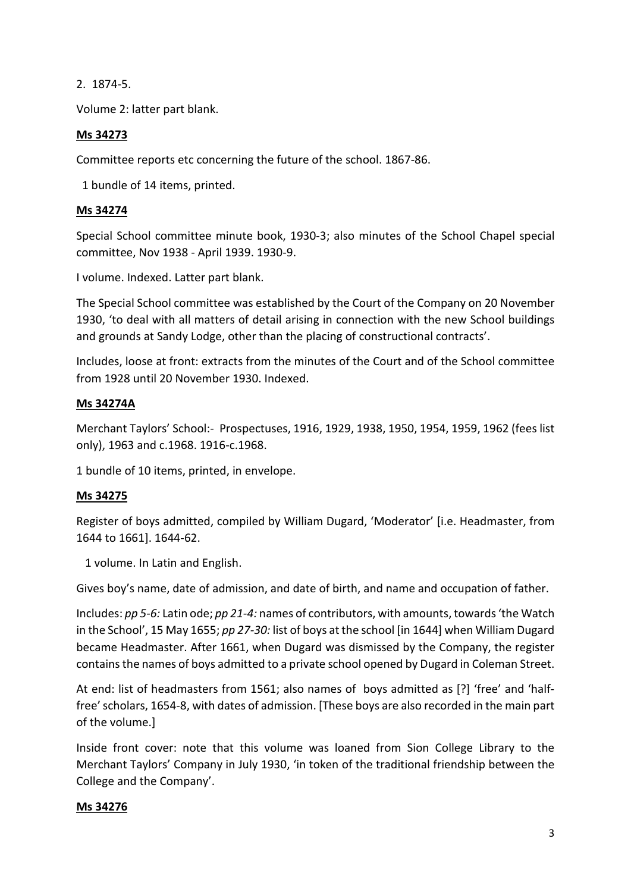2. 1874-5.

Volume 2: latter part blank.

**Ms 34273**

Committee reports etc concerning the future of the school. 1867-86.

1 bundle of 14 items, printed.

**Ms 34274**

Special School committee minute book, 1930-3; also minutes of the School Chapel special committee, Nov 1938 - April 1939. 1930-9.

I volume. Indexed. Latter part blank.

The Special School committee was established by the Court of the Company on 20 November 1930, 'to deal with all matters of detail arising in connection with the new School buildings and grounds at Sandy Lodge, other than the placing of constructional contracts'.

Includes, loose at front: extracts from the minutes of the Court and of the School committee from 1928 until 20 November 1930. Indexed.

**Ms 34274A**

Merchant Taylors' School:- Prospectuses, 1916, 1929, 1938, 1950, 1954, 1959, 1962 (fees list only), 1963 and c.1968. 1916-c.1968.

1 bundle of 10 items, printed, in envelope.

**Ms 34275**

Register of boys admitted, compiled by William Dugard, 'Moderator' [i.e. Headmaster, from 1644 to 1661]. 1644-62.

1 volume. In Latin and English.

Gives boy's name, date of admission, and date of birth, and name and occupation of father.

Includes: *pp 5-6:* Latin ode; *pp 21-4:* names of contributors, with amounts, towards 'the Watch in the School', 15 May 1655; *pp 27-30:* list of boys at the school [in 1644] when William Dugard became Headmaster. After 1661, when Dugard was dismissed by the Company, the register contains the names of boys admitted to a private school opened by Dugard in Coleman Street.

At end: list of headmasters from 1561; also names of boys admitted as [?] 'free' and 'half-free' scholars, 1654-8, with dates of admission. [These boys are also recorded in the main part of the volume.]

Inside front cover: note that this volume was loaned from Sion College Library to the Merchant Taylors' Company in July 1930, 'in token of the traditional friendship between the College and the Company'.

**Ms 34276**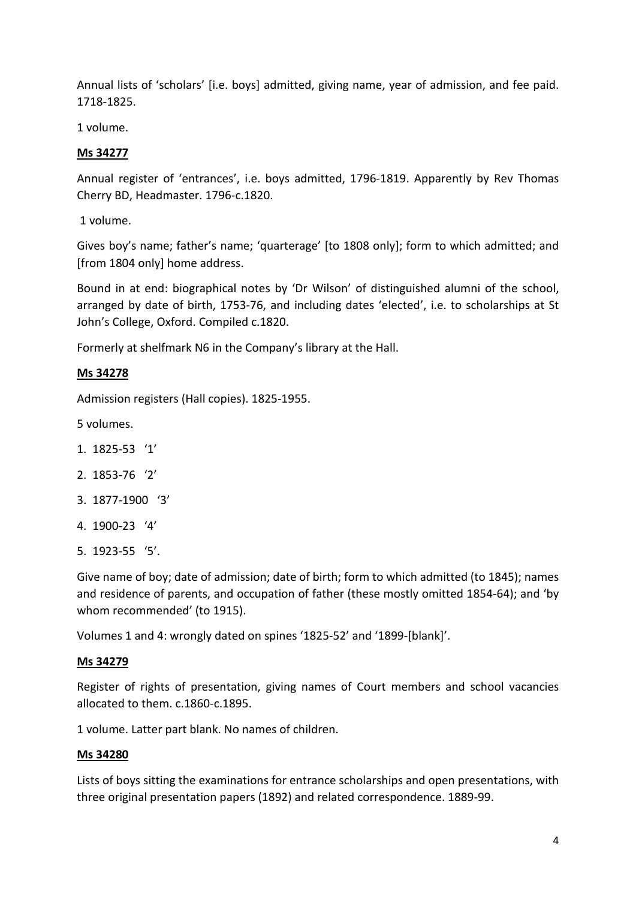Annual lists of 'scholars' [i.e. boys] admitted, giving name, year of admission, and fee paid. 1718-1825.

1 volume.

**Ms 34277**

Annual register of 'entrances', i.e. boys admitted, 1796-1819. Apparently by Rev Thomas Cherry BD, Headmaster. 1796-c.1820.

1 volume.

Gives boy's name; father's name; 'quarterage' [to 1808 only]; form to which admitted; and [from 1804 only] home address.

Bound in at end: biographical notes by 'Dr Wilson' of distinguished alumni of the school, arranged by date of birth, 1753-76, and including dates 'elected', i.e. to scholarships at St John's College, Oxford. Compiled c.1820.

Formerly at shelfmark N6 in the Company's library at the Hall.

**Ms 34278**

Admission registers (Hall copies). 1825-1955.

5 volumes.

1. 1825-53 '1'
2. 1853-76 '2'
3. 1877-1900 '3'
4. 1900-23 '4'
5. 1923-55 '5'.

Give name of boy; date of admission; date of birth; form to which admitted (to 1845); names and residence of parents, and occupation of father (these mostly omitted 1854-64); and 'by whom recommended' (to 1915).

Volumes 1 and 4: wrongly dated on spines '1825-52' and '1899-[blank]'.

**Ms 34279**

Register of rights of presentation, giving names of Court members and school vacancies allocated to them. c.1860-c.1895.

1 volume. Latter part blank. No names of children.

**Ms 34280**

Lists of boys sitting the examinations for entrance scholarships and open presentations, with three original presentation papers (1892) and related correspondence. 1889-99.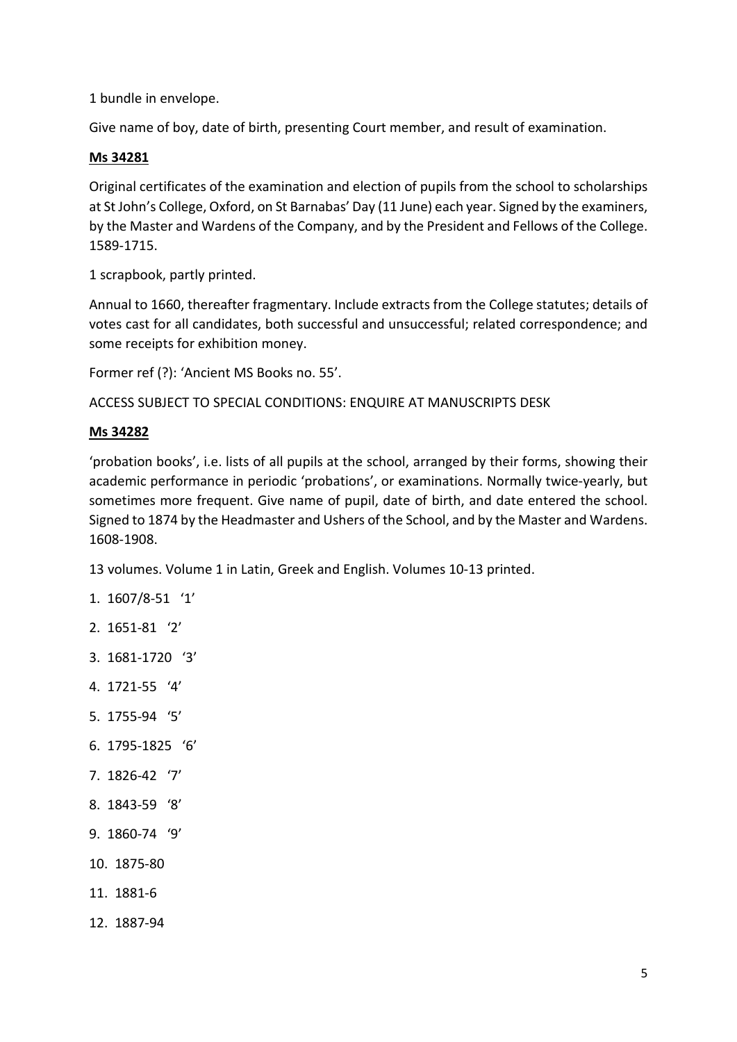1 bundle in envelope.

Give name of boy, date of birth, presenting Court member, and result of examination.

**Ms 34281**

Original certificates of the examination and election of pupils from the school to scholarships at St John's College, Oxford, on St Barnabas' Day (11 June) each year. Signed by the examiners, by the Master and Wardens of the Company, and by the President and Fellows of the College. 1589-1715.

1 scrapbook, partly printed.

Annual to 1660, thereafter fragmentary. Include extracts from the College statutes; details of votes cast for all candidates, both successful and unsuccessful; related correspondence; and some receipts for exhibition money.

Former ref (?): 'Ancient MS Books no. 55'.

ACCESS SUBJECT TO SPECIAL CONDITIONS: ENQUIRE AT MANUSCRIPTS DESK

**Ms 34282**

'probation books', i.e. lists of all pupils at the school, arranged by their forms, showing their academic performance in periodic 'probations', or examinations. Normally twice-yearly, but sometimes more frequent. Give name of pupil, date of birth, and date entered the school. Signed to 1874 by the Headmaster and Ushers of the School, and by the Master and Wardens. 1608-1908.

13 volumes. Volume 1 in Latin, Greek and English. Volumes 10-13 printed.

1. 1607/8-51 '1'
2. 1651-81 '2'
3. 1681-1720 '3'
4. 1721-55 '4'
5. 1755-94 '5'
6. 1795-1825 '6'
7. 1826-42 '7'
8. 1843-59 '8'
9. 1860-74 '9'
10. 1875-80
11. 1881-6
12. 1887-94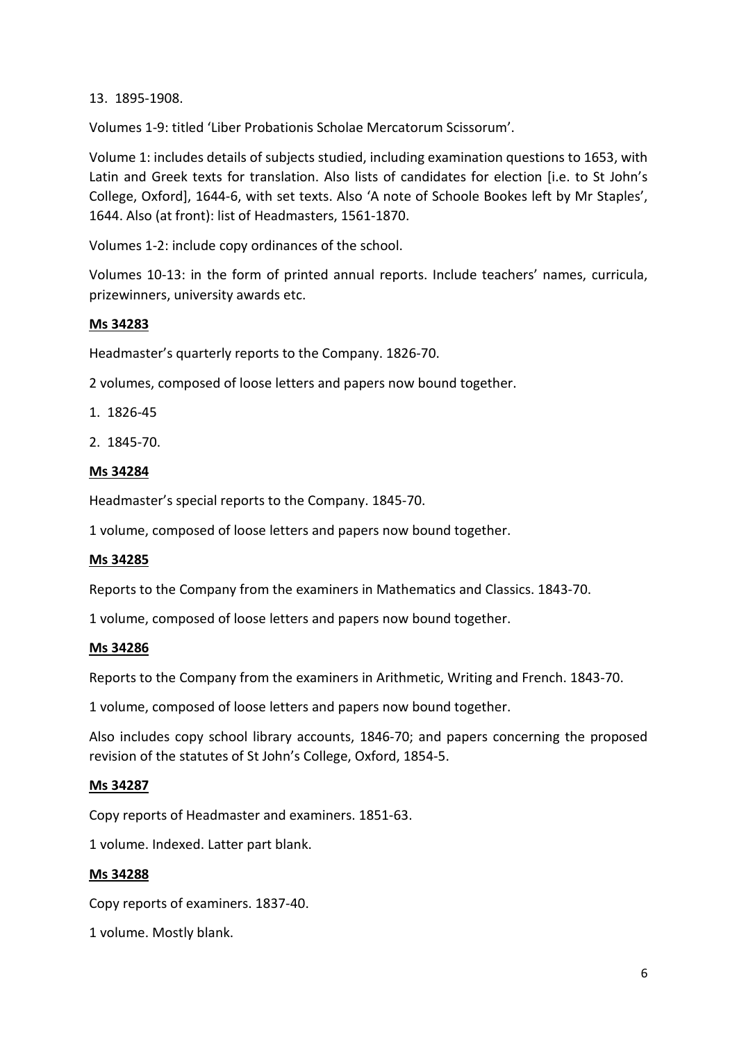13. 1895-1908.

Volumes 1-9: titled 'Liber Probationis Scholae Mercatorum Scissorum'.

Volume 1: includes details of subjects studied, including examination questions to 1653, with Latin and Greek texts for translation. Also lists of candidates for election [i.e. to St John's College, Oxford], 1644-6, with set texts. Also 'A note of Schoole Bookes left by Mr Staples', 1644. Also (at front): list of Headmasters, 1561-1870.

Volumes 1-2: include copy ordinances of the school.

Volumes 10-13: in the form of printed annual reports. Include teachers' names, curricula, prizewinners, university awards etc.

**Ms 34283**

Headmaster's quarterly reports to the Company. 1826-70.

2 volumes, composed of loose letters and papers now bound together.

1. 1826-45
2. 1845-70.

**Ms 34284**

Headmaster's special reports to the Company. 1845-70.

1 volume, composed of loose letters and papers now bound together.

**Ms 34285**

Reports to the Company from the examiners in Mathematics and Classics. 1843-70.

1 volume, composed of loose letters and papers now bound together.

**Ms 34286**

Reports to the Company from the examiners in Arithmetic, Writing and French. 1843-70.

1 volume, composed of loose letters and papers now bound together.

Also includes copy school library accounts, 1846-70; and papers concerning the proposed revision of the statutes of St John's College, Oxford, 1854-5.

**Ms 34287**

Copy reports of Headmaster and examiners. 1851-63.

1 volume. Indexed. Latter part blank.

**Ms 34288**

Copy reports of examiners. 1837-40.

1 volume. Mostly blank.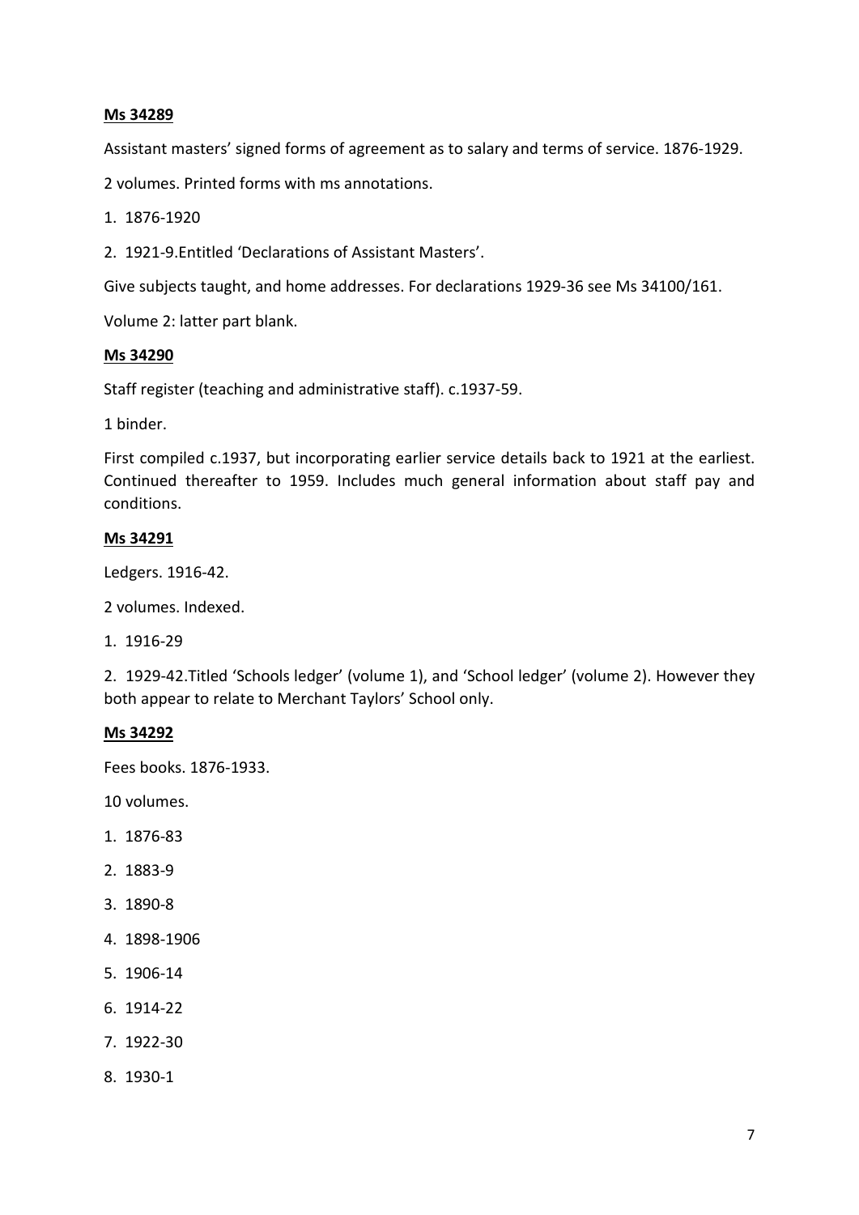**Ms 34289**

Assistant masters' signed forms of agreement as to salary and terms of service. 1876-1929.

2 volumes. Printed forms with ms annotations.

1. 1876-1920
2. 1921-9.Entitled 'Declarations of Assistant Masters'.

Give subjects taught, and home addresses. For declarations 1929-36 see Ms 34100/161.

Volume 2: latter part blank.

**Ms 34290**

Staff register (teaching and administrative staff). c.1937-59.

1 binder.

First compiled c.1937, but incorporating earlier service details back to 1921 at the earliest. Continued thereafter to 1959. Includes much general information about staff pay and conditions.

**Ms 34291**

Ledgers. 1916-42.

2 volumes. Indexed.

1. 1916-29
2. 1929-42.Titled 'Schools ledger' (volume 1), and 'School ledger' (volume 2). However they both appear to relate to Merchant Taylors' School only.

**Ms 34292**

Fees books. 1876-1933.

10 volumes.

1. 1876-83
2. 1883-9
3. 1890-8
4. 1898-1906
5. 1906-14
6. 1914-22
7. 1922-30
8. 1930-1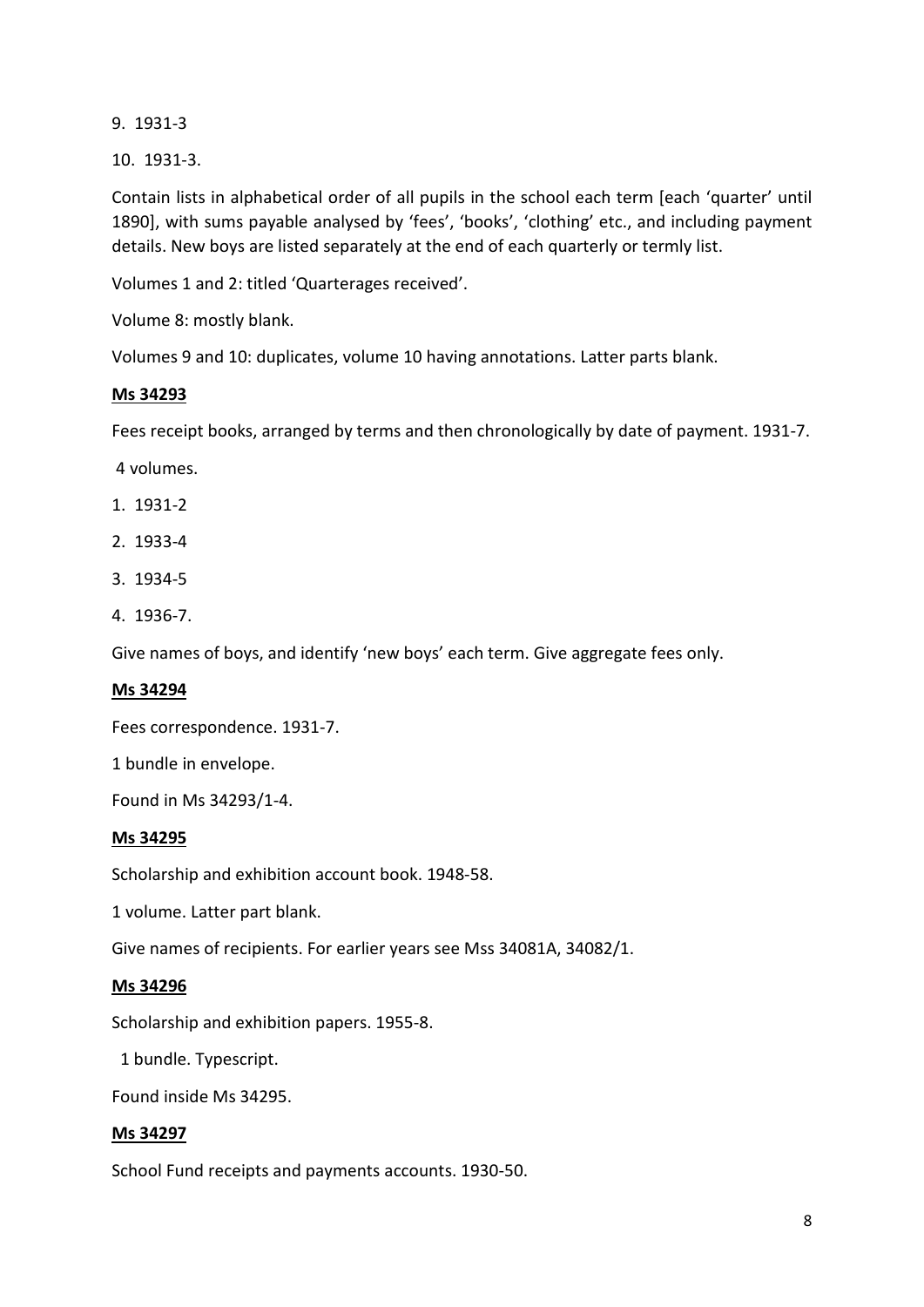9. 1931-3

10. 1931-3.

Contain lists in alphabetical order of all pupils in the school each term [each 'quarter' until 1890], with sums payable analysed by 'fees', 'books', 'clothing' etc., and including payment details. New boys are listed separately at the end of each quarterly or termly list.

Volumes 1 and 2: titled 'Quarterages received'.

Volume 8: mostly blank.

Volumes 9 and 10: duplicates, volume 10 having annotations. Latter parts blank.

**Ms 34293**

Fees receipt books, arranged by terms and then chronologically by date of payment. 1931-7.

4 volumes.

1. 1931-2
2. 1933-4
3. 1934-5
4. 1936-7.

Give names of boys, and identify 'new boys' each term. Give aggregate fees only.

**Ms 34294**

Fees correspondence. 1931-7.

1 bundle in envelope.

Found in Ms 34293/1-4.

**Ms 34295**

Scholarship and exhibition account book. 1948-58.

1 volume. Latter part blank.

Give names of recipients. For earlier years see Mss 34081A, 34082/1.

**Ms 34296**

Scholarship and exhibition papers. 1955-8.

1 bundle. Typescript.

Found inside Ms 34295.

**Ms 34297**

School Fund receipts and payments accounts. 1930-50.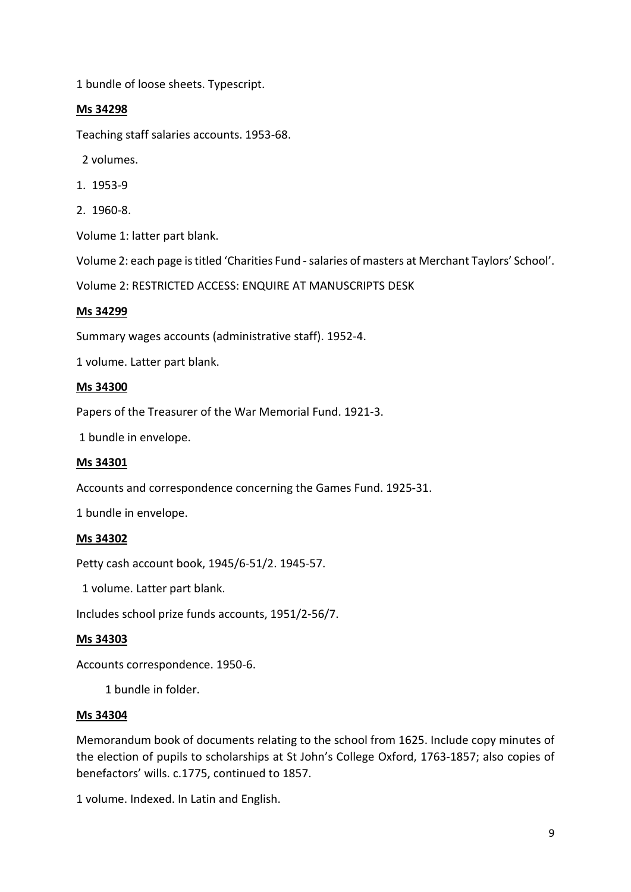1 bundle of loose sheets. Typescript.

**Ms 34298**

Teaching staff salaries accounts. 1953-68.

2 volumes.

1. 1953-9
2. 1960-8.

Volume 1: latter part blank.

Volume 2: each page is titled 'Charities Fund - salaries of masters at Merchant Taylors' School'.

Volume 2: RESTRICTED ACCESS: ENQUIRE AT MANUSCRIPTS DESK

**Ms 34299**

Summary wages accounts (administrative staff). 1952-4.

1 volume. Latter part blank.

**Ms 34300**

Papers of the Treasurer of the War Memorial Fund. 1921-3.

1 bundle in envelope.

**Ms 34301**

Accounts and correspondence concerning the Games Fund. 1925-31.

1 bundle in envelope.

**Ms 34302**

Petty cash account book, 1945/6-51/2. 1945-57.

1 volume. Latter part blank.

Includes school prize funds accounts, 1951/2-56/7.

**Ms 34303**

Accounts correspondence. 1950-6.

1 bundle in folder.

**Ms 34304**

Memorandum book of documents relating to the school from 1625. Include copy minutes of the election of pupils to scholarships at St John's College Oxford, 1763-1857; also copies of benefactors' wills. c.1775, continued to 1857.

1 volume. Indexed. In Latin and English.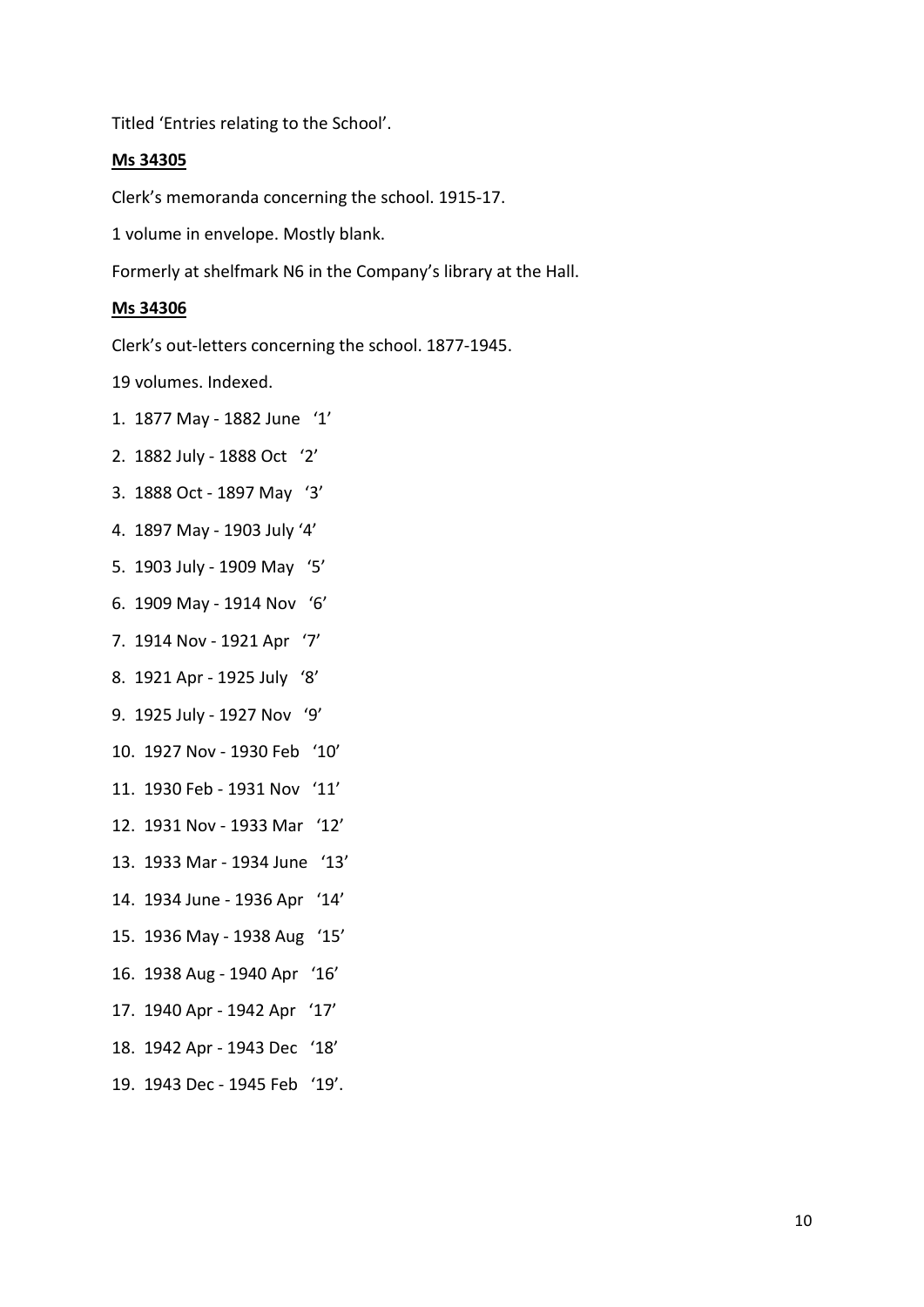Titled ‘Entries relating to the School’.

**Ms 34305**

Clerk’s memoranda concerning the school. 1915-17.

1 volume in envelope. Mostly blank.

Formerly at shelfmark N6 in the Company’s library at the Hall.

**Ms 34306**

Clerk’s out-letters concerning the school. 1877-1945.

19 volumes. Indexed.

1. 1877 May - 1882 June ‘1’
2. 1882 July - 1888 Oct ‘2’
3. 1888 Oct - 1897 May ‘3’
4. 1897 May - 1903 July ‘4’
5. 1903 July - 1909 May ‘5’
6. 1909 May - 1914 Nov ‘6’
7. 1914 Nov - 1921 Apr ‘7’
8. 1921 Apr - 1925 July ‘8’
9. 1925 July - 1927 Nov ‘9’
10. 1927 Nov - 1930 Feb ‘10’
11. 1930 Feb - 1931 Nov ‘11’
12. 1931 Nov - 1933 Mar ‘12’
13. 1933 Mar - 1934 June ‘13’
14. 1934 June - 1936 Apr ‘14’
15. 1936 May - 1938 Aug ‘15’
16. 1938 Aug - 1940 Apr ‘16’
17. 1940 Apr - 1942 Apr ‘17’
18. 1942 Apr - 1943 Dec ‘18’
19. 1943 Dec - 1945 Feb ‘19’.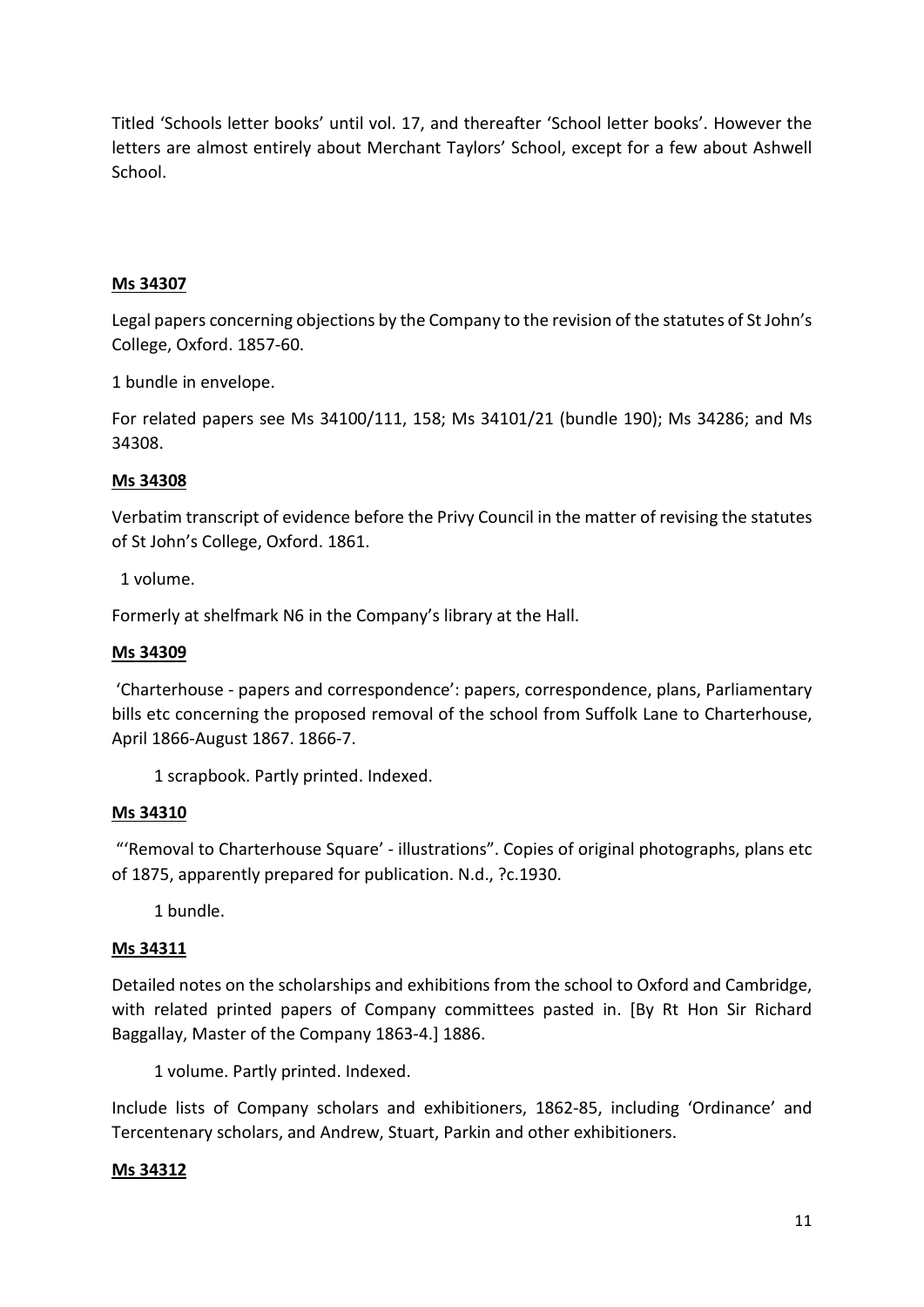Titled 'Schools letter books' until vol. 17, and thereafter 'School letter books'. However the letters are almost entirely about Merchant Taylors' School, except for a few about Ashwell School.

**Ms 34307**

Legal papers concerning objections by the Company to the revision of the statutes of St John's College, Oxford. 1857-60.

1 bundle in envelope.

For related papers see Ms 34100/111, 158; Ms 34101/21 (bundle 190); Ms 34286; and Ms 34308.

**Ms 34308**

Verbatim transcript of evidence before the Privy Council in the matter of revising the statutes of St John's College, Oxford. 1861.

1 volume.

Formerly at shelfmark N6 in the Company's library at the Hall.

**Ms 34309**

'Charterhouse - papers and correspondence': papers, correspondence, plans, Parliamentary bills etc concerning the proposed removal of the school from Suffolk Lane to Charterhouse, April 1866-August 1867. 1866-7.

1 scrapbook. Partly printed. Indexed.

**Ms 34310**

"'Removal to Charterhouse Square' - illustrations". Copies of original photographs, plans etc of 1875, apparently prepared for publication. N.d., ?c.1930.

1 bundle.

**Ms 34311**

Detailed notes on the scholarships and exhibitions from the school to Oxford and Cambridge, with related printed papers of Company committees pasted in. [By Rt Hon Sir Richard Baggallay, Master of the Company 1863-4.] 1886.

1 volume. Partly printed. Indexed.

Include lists of Company scholars and exhibitioners, 1862-85, including 'Ordinance' and Tercentenary scholars, and Andrew, Stuart, Parkin and other exhibitioners.

**Ms 34312**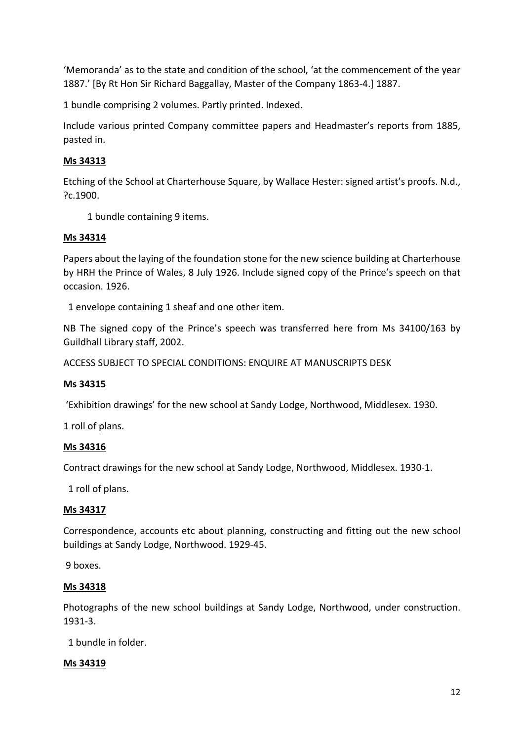'Memoranda' as to the state and condition of the school, 'at the commencement of the year 1887.' [By Rt Hon Sir Richard Baggallay, Master of the Company 1863-4.] 1887.

1 bundle comprising 2 volumes. Partly printed. Indexed.

Include various printed Company committee papers and Headmaster's reports from 1885, pasted in.

**Ms 34313**

Etching of the School at Charterhouse Square, by Wallace Hester: signed artist's proofs. N.d., ?c.1900.

1 bundle containing 9 items.

**Ms 34314**

Papers about the laying of the foundation stone for the new science building at Charterhouse by HRH the Prince of Wales, 8 July 1926. Include signed copy of the Prince's speech on that occasion. 1926.

1 envelope containing 1 sheaf and one other item.

NB The signed copy of the Prince's speech was transferred here from Ms 34100/163 by Guildhall Library staff, 2002.

ACCESS SUBJECT TO SPECIAL CONDITIONS: ENQUIRE AT MANUSCRIPTS DESK

**Ms 34315**

'Exhibition drawings' for the new school at Sandy Lodge, Northwood, Middlesex. 1930.

1 roll of plans.

**Ms 34316**

Contract drawings for the new school at Sandy Lodge, Northwood, Middlesex. 1930-1.

1 roll of plans.

**Ms 34317**

Correspondence, accounts etc about planning, constructing and fitting out the new school buildings at Sandy Lodge, Northwood. 1929-45.

9 boxes.

**Ms 34318**

Photographs of the new school buildings at Sandy Lodge, Northwood, under construction. 1931-3.

1 bundle in folder.

**Ms 34319**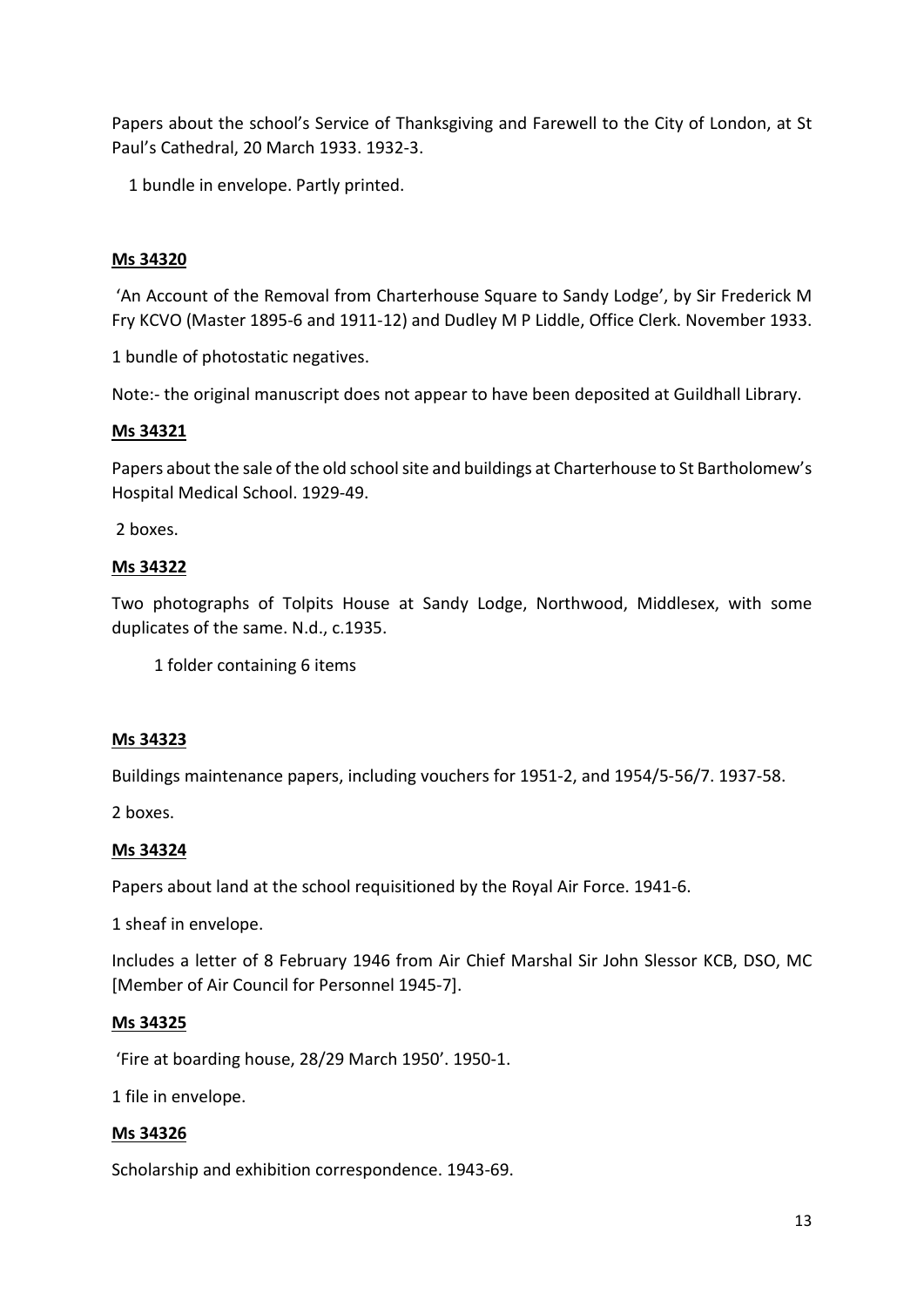Papers about the school's Service of Thanksgiving and Farewell to the City of London, at St Paul's Cathedral, 20 March 1933. 1932-3.

1 bundle in envelope. Partly printed.

**Ms 34320**

'An Account of the Removal from Charterhouse Square to Sandy Lodge', by Sir Frederick M Fry KCVO (Master 1895-6 and 1911-12) and Dudley M P Liddle, Office Clerk. November 1933.

1 bundle of photostatic negatives.

Note:- the original manuscript does not appear to have been deposited at Guildhall Library.

**Ms 34321**

Papers about the sale of the old school site and buildings at Charterhouse to St Bartholomew's Hospital Medical School. 1929-49.

2 boxes.

**Ms 34322**

Two photographs of Tolpits House at Sandy Lodge, Northwood, Middlesex, with some duplicates of the same. N.d., c.1935.

1 folder containing 6 items

**Ms 34323**

Buildings maintenance papers, including vouchers for 1951-2, and 1954/5-56/7. 1937-58.

2 boxes.

**Ms 34324**

Papers about land at the school requisitioned by the Royal Air Force. 1941-6.

1 sheaf in envelope.

Includes a letter of 8 February 1946 from Air Chief Marshal Sir John Slessor KCB, DSO, MC [Member of Air Council for Personnel 1945-7].

**Ms 34325**

'Fire at boarding house, 28/29 March 1950'. 1950-1.

1 file in envelope.

**Ms 34326**

Scholarship and exhibition correspondence. 1943-69.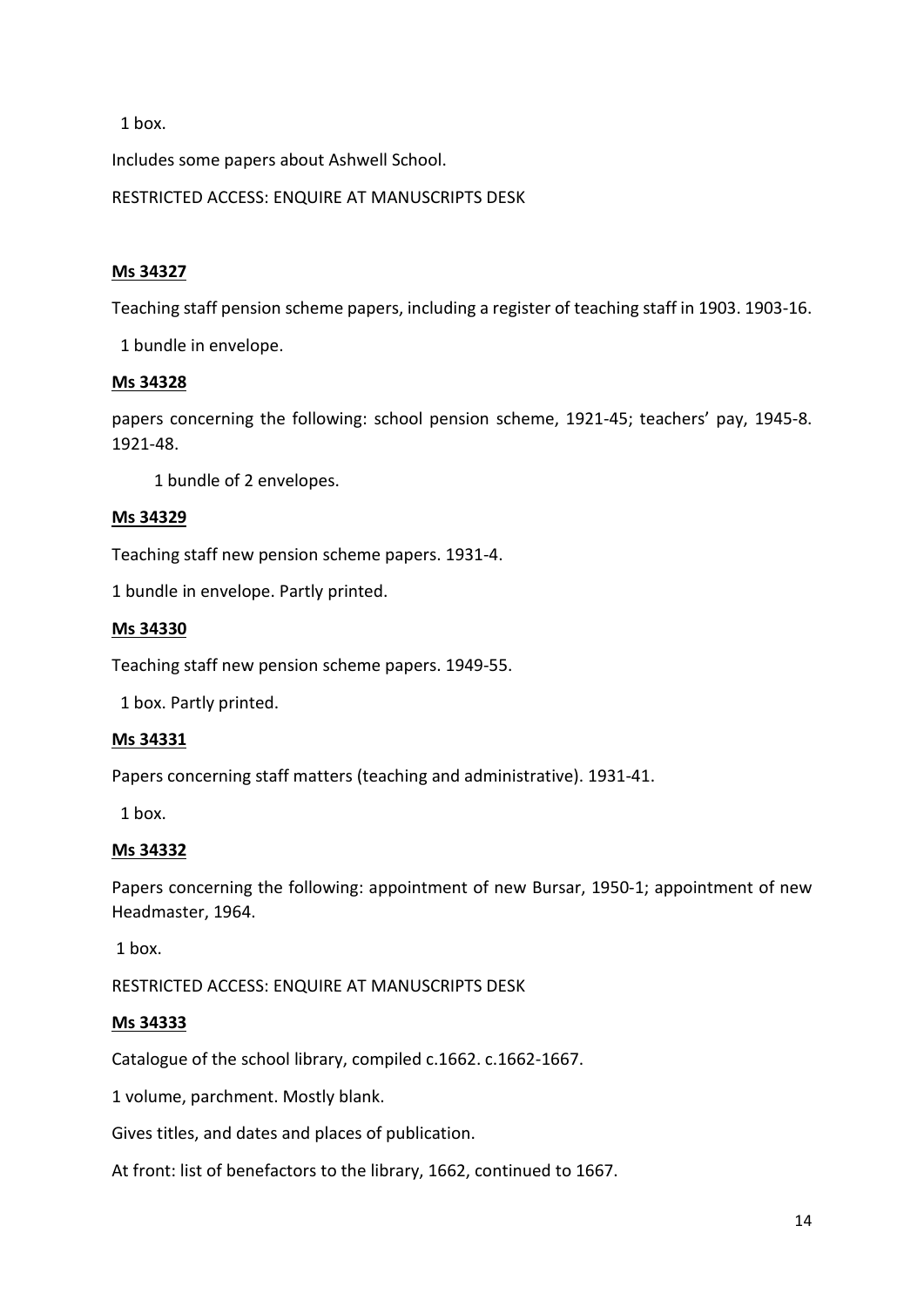1 box.

Includes some papers about Ashwell School.

RESTRICTED ACCESS: ENQUIRE AT MANUSCRIPTS DESK

**Ms 34327**

Teaching staff pension scheme papers, including a register of teaching staff in 1903. 1903-16.

1 bundle in envelope.

**Ms 34328**

papers concerning the following: school pension scheme, 1921-45; teachers' pay, 1945-8. 1921-48.

1 bundle of 2 envelopes.

**Ms 34329**

Teaching staff new pension scheme papers. 1931-4.

1 bundle in envelope. Partly printed.

**Ms 34330**

Teaching staff new pension scheme papers. 1949-55.

1 box. Partly printed.

**Ms 34331**

Papers concerning staff matters (teaching and administrative). 1931-41.

1 box.

**Ms 34332**

Papers concerning the following: appointment of new Bursar, 1950-1; appointment of new Headmaster, 1964.

1 box.

RESTRICTED ACCESS: ENQUIRE AT MANUSCRIPTS DESK

**Ms 34333**

Catalogue of the school library, compiled c.1662. c.1662-1667.

1 volume, parchment. Mostly blank.

Gives titles, and dates and places of publication.

At front: list of benefactors to the library, 1662, continued to 1667.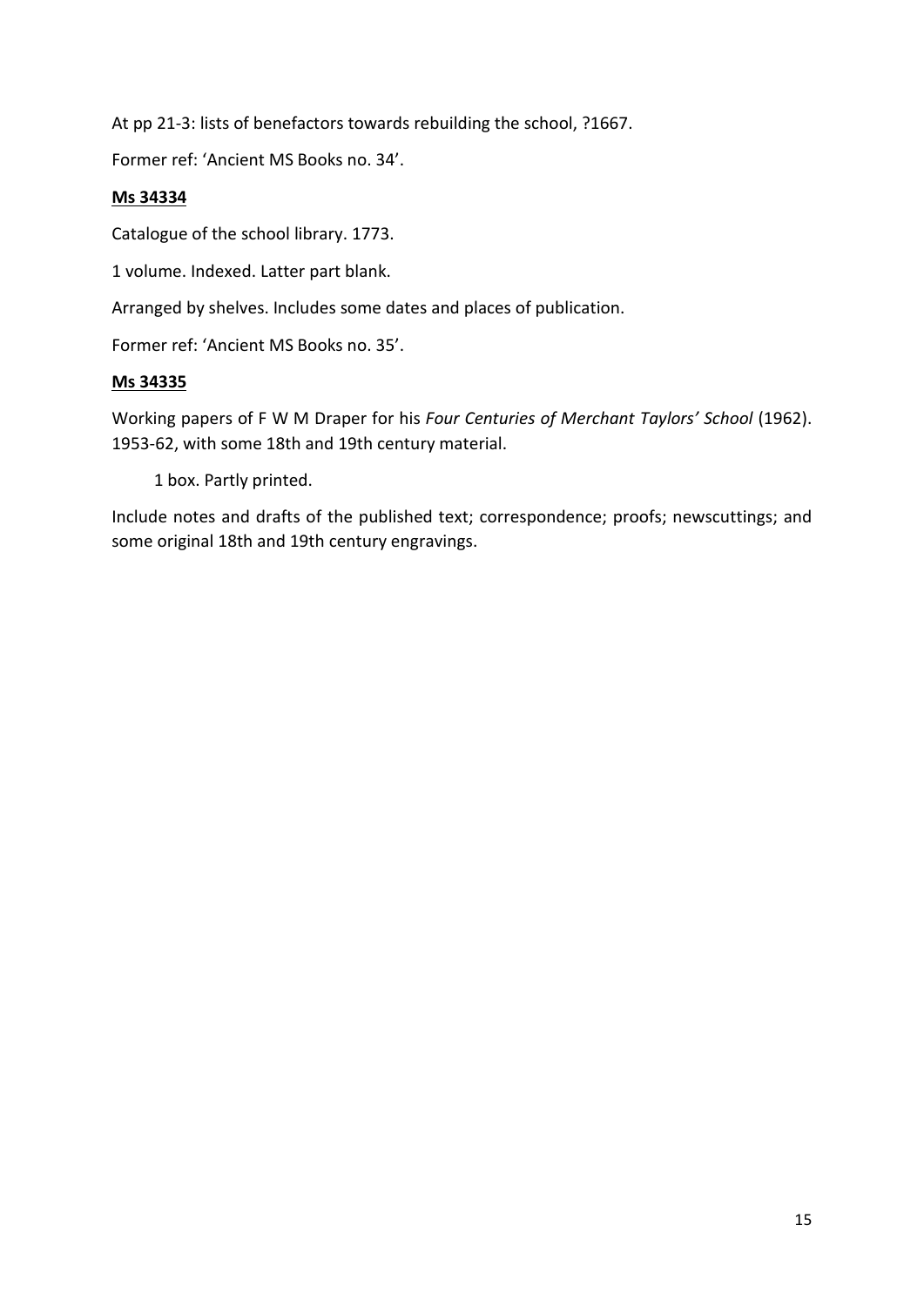At pp 21-3: lists of benefactors towards rebuilding the school, ?1667.

Former ref: 'Ancient MS Books no. 34'.

**Ms 34334**

Catalogue of the school library. 1773.

1 volume. Indexed. Latter part blank.

Arranged by shelves. Includes some dates and places of publication.

Former ref: 'Ancient MS Books no. 35'.

**Ms 34335**

Working papers of F W M Draper for his *Four Centuries of Merchant Taylors' School* (1962). 1953-62, with some 18th and 19th century material.

1 box. Partly printed.

Include notes and drafts of the published text; correspondence; proofs; newscuttings; and some original 18th and 19th century engravings.